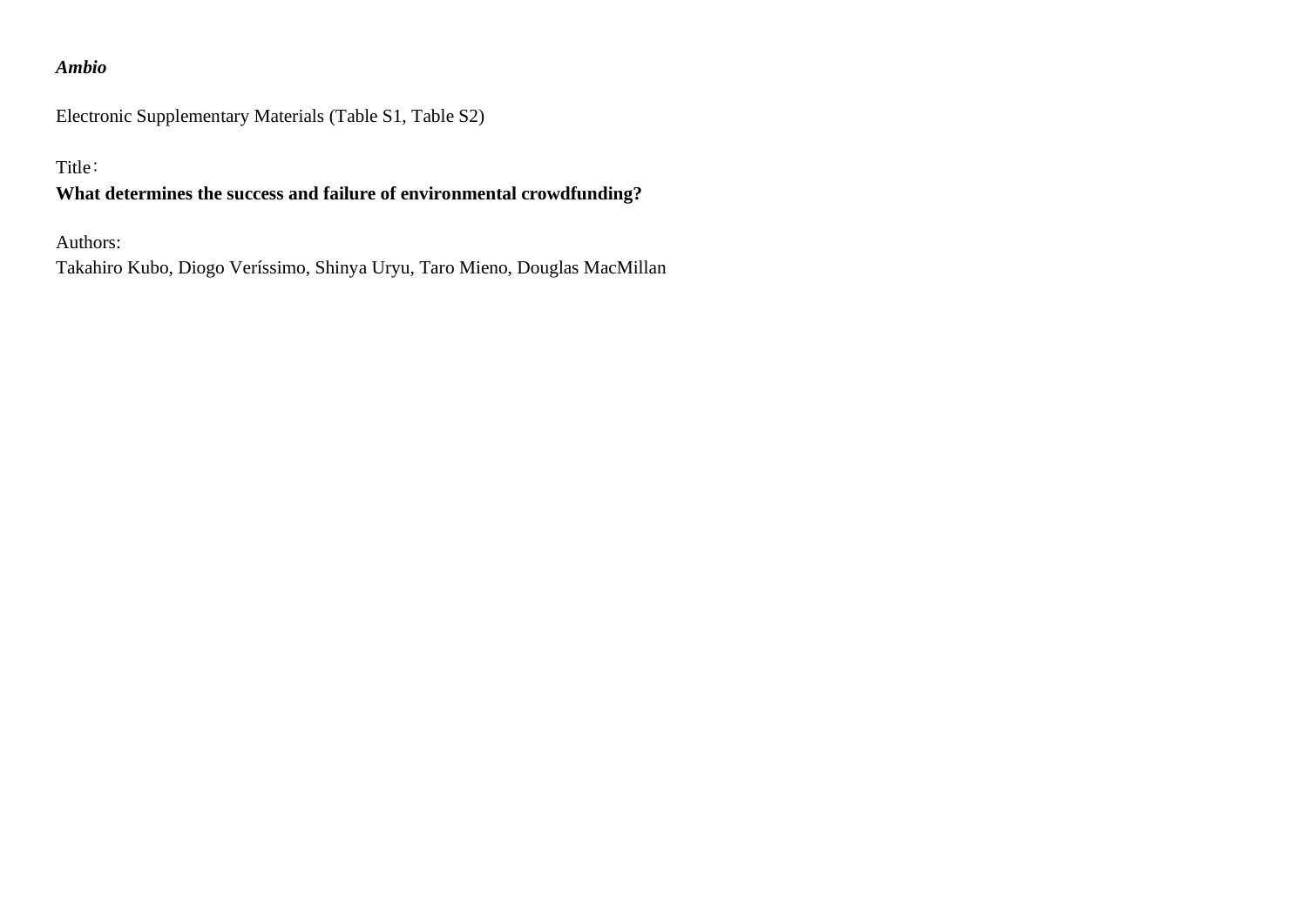***Ambio***

Electronic Supplementary Materials (Table S1, Table S2)

Title：

**What determines the success and failure of environmental crowdfunding?**

Authors:

Takahiro Kubo, Diogo Veríssimo, Shinya Uryu, Taro Mieno, Douglas MacMillan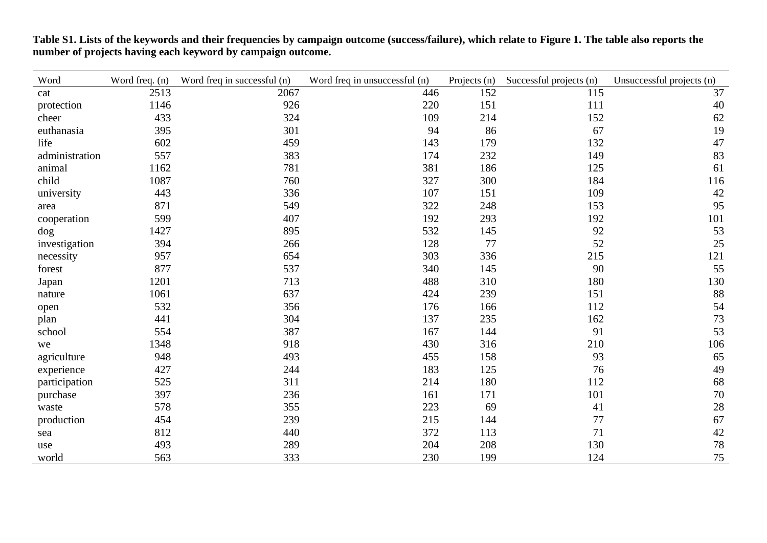**Table S1. Lists of the keywords and their frequencies by campaign outcome (success/failure), which relate to Figure 1. The table also reports the number of projects having each keyword by campaign outcome.**

| Word | Word freq. (n) | Word freq in successful (n) | Word freq in unsuccessful (n) | Projects (n) | Successful projects (n) | Unsuccessful projects (n) |
|---|---|---|---|---|---|---|
| cat | 2513 | 2067 | 446 | 152 | 115 | 37 |
| protection | 1146 | 926 | 220 | 151 | 111 | 40 |
| cheer | 433 | 324 | 109 | 214 | 152 | 62 |
| euthanasia | 395 | 301 | 94 | 86 | 67 | 19 |
| life | 602 | 459 | 143 | 179 | 132 | 47 |
| administration | 557 | 383 | 174 | 232 | 149 | 83 |
| animal | 1162 | 781 | 381 | 186 | 125 | 61 |
| child | 1087 | 760 | 327 | 300 | 184 | 116 |
| university | 443 | 336 | 107 | 151 | 109 | 42 |
| area | 871 | 549 | 322 | 248 | 153 | 95 |
| cooperation | 599 | 407 | 192 | 293 | 192 | 101 |
| dog | 1427 | 895 | 532 | 145 | 92 | 53 |
| investigation | 394 | 266 | 128 | 77 | 52 | 25 |
| necessity | 957 | 654 | 303 | 336 | 215 | 121 |
| forest | 877 | 537 | 340 | 145 | 90 | 55 |
| Japan | 1201 | 713 | 488 | 310 | 180 | 130 |
| nature | 1061 | 637 | 424 | 239 | 151 | 88 |
| open | 532 | 356 | 176 | 166 | 112 | 54 |
| plan | 441 | 304 | 137 | 235 | 162 | 73 |
| school | 554 | 387 | 167 | 144 | 91 | 53 |
| we | 1348 | 918 | 430 | 316 | 210 | 106 |
| agriculture | 948 | 493 | 455 | 158 | 93 | 65 |
| experience | 427 | 244 | 183 | 125 | 76 | 49 |
| participation | 525 | 311 | 214 | 180 | 112 | 68 |
| purchase | 397 | 236 | 161 | 171 | 101 | 70 |
| waste | 578 | 355 | 223 | 69 | 41 | 28 |
| production | 454 | 239 | 215 | 144 | 77 | 67 |
| sea | 812 | 440 | 372 | 113 | 71 | 42 |
| use | 493 | 289 | 204 | 208 | 130 | 78 |
| world | 563 | 333 | 230 | 199 | 124 | 75 |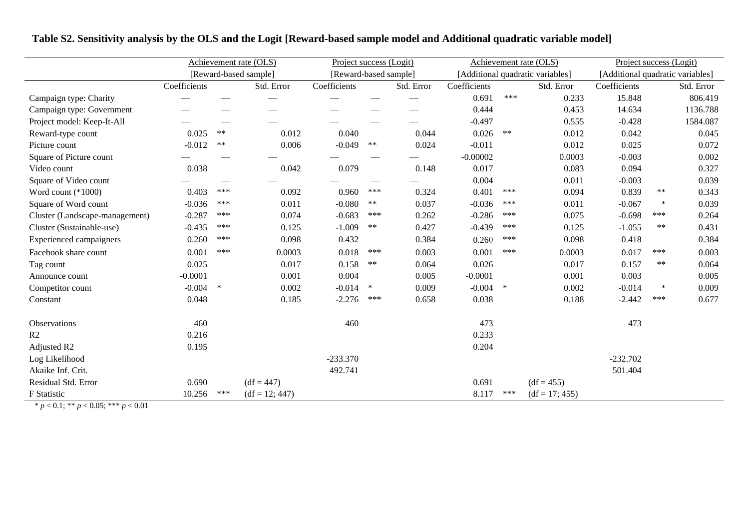**Table S2. Sensitivity analysis by the OLS and the Logit [Reward-based sample model and Additional quadratic variable model]**

| | Achievement rate (OLS) [Reward-based sample] | | | Project success (Logit) [Reward-based sample] | | | Achievement rate (OLS) [Additional quadratic variables] | | | Project success (Logit) [Additional quadratic variables] | | |
|---|---|---|---|---|---|---|---|---|---|---|---|---|
| | Coefficients | | Std. Error | Coefficients | | Std. Error | Coefficients | | Std. Error | Coefficients | | Std. Error |
| Campaign type: Charity | — | — | — | — | — | — | 0.691 | *** | 0.233 | 15.848 | | 806.419 |
| Campaign type: Government | — | — | — | — | — | — | 0.444 | | 0.453 | 14.634 | | 1136.788 |
| Project model: Keep-It-All | — | — | — | — | — | — | -0.497 | | 0.555 | -0.428 | | 1584.087 |
| Reward-type count | 0.025 | ** | 0.012 | 0.040 | | 0.044 | 0.026 | ** | 0.012 | 0.042 | | 0.045 |
| Picture count | -0.012 | ** | 0.006 | -0.049 | ** | 0.024 | -0.011 | | 0.012 | 0.025 | | 0.072 |
| Square of Picture count | — | — | — | — | — | — | -0.00002 | | 0.0003 | -0.003 | | 0.002 |
| Video count | 0.038 | | 0.042 | 0.079 | | 0.148 | 0.017 | | 0.083 | 0.094 | | 0.327 |
| Square of Video count | — | — | — | — | — | — | 0.004 | | 0.011 | -0.003 | | 0.039 |
| Word count (*1000) | 0.403 | *** | 0.092 | 0.960 | *** | 0.324 | 0.401 | *** | 0.094 | 0.839 | ** | 0.343 |
| Square of Word count | -0.036 | *** | 0.011 | -0.080 | ** | 0.037 | -0.036 | *** | 0.011 | -0.067 | * | 0.039 |
| Cluster (Landscape-management) | -0.287 | *** | 0.074 | -0.683 | *** | 0.262 | -0.286 | *** | 0.075 | -0.698 | *** | 0.264 |
| Cluster (Sustainable-use) | -0.435 | *** | 0.125 | -1.009 | ** | 0.427 | -0.439 | *** | 0.125 | -1.055 | ** | 0.431 |
| Experienced campaigners | 0.260 | *** | 0.098 | 0.432 | | 0.384 | 0.260 | *** | 0.098 | 0.418 | | 0.384 |
| Facebook share count | 0.001 | *** | 0.0003 | 0.018 | *** | 0.003 | 0.001 | *** | 0.0003 | 0.017 | *** | 0.003 |
| Tag count | 0.025 | | 0.017 | 0.158 | ** | 0.064 | 0.026 | | 0.017 | 0.157 | ** | 0.064 |
| Announce count | -0.0001 | | 0.001 | 0.004 | | 0.005 | -0.0001 | | 0.001 | 0.003 | | 0.005 |
| Competitor count | -0.004 | * | 0.002 | -0.014 | * | 0.009 | -0.004 | * | 0.002 | -0.014 | * | 0.009 |
| Constant | 0.048 | | 0.185 | -2.276 | *** | 0.658 | 0.038 | | 0.188 | -2.442 | *** | 0.677 |
| Observations | 460 | | | 460 | | | 473 | | | 473 | | |
| R2 | 0.216 | | | | | | 0.233 | | | | | |
| Adjusted R2 | 0.195 | | | | | | 0.204 | | | | | |
| Log Likelihood | | | | -233.370 | | | | | | -232.702 | | |
| Akaike Inf. Crit. | | | | 492.741 | | | | | | 501.404 | | |
| Residual Std. Error | 0.690 | | (df = 447) | | | | 0.691 | | (df = 455) | | | |
| F Statistic | 10.256 | *** | (df = 12; 447) | | | | 8.117 | *** | (df = 17; 455) | | | |

* $p < 0.1$; ** $p < 0.05$; *** $p < 0.01$